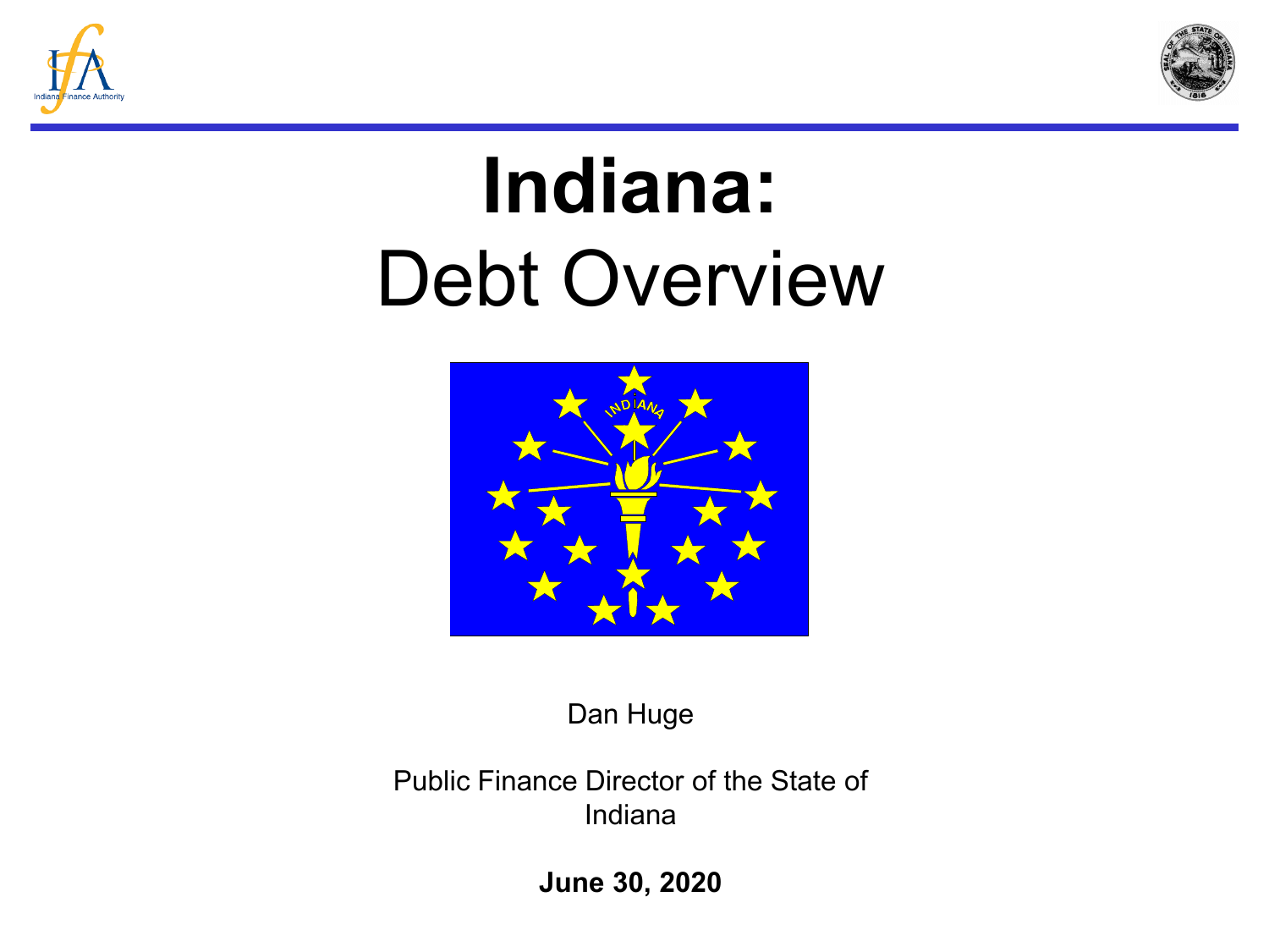# Indiana:

## Debt Overview

Dan Huge

Public Finance Director of the State of Indiana

**June 30, 2020**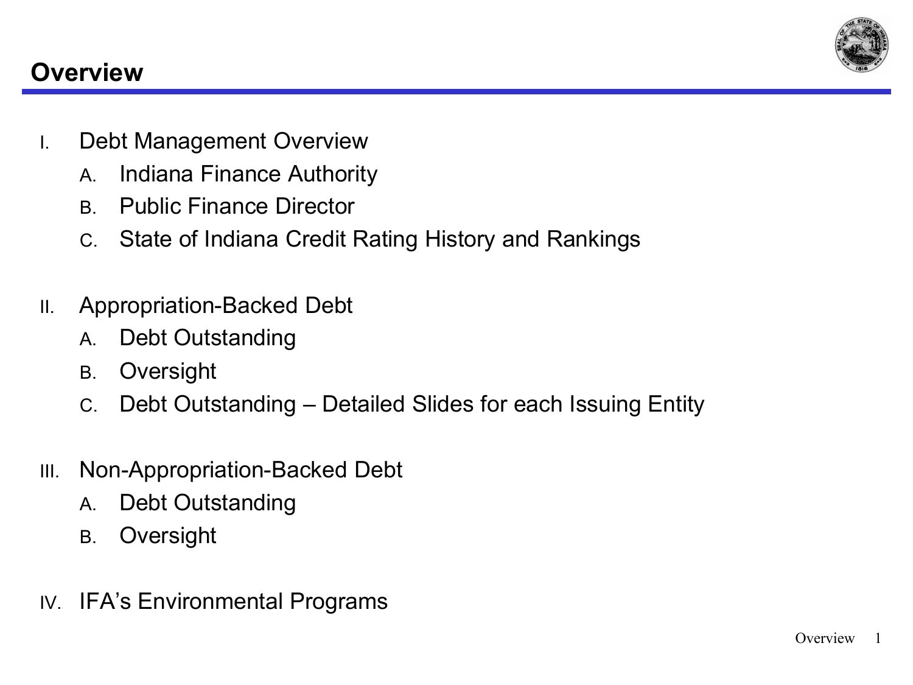# Overview

I. Debt Management Overview
   A. Indiana Finance Authority
   B. Public Finance Director
   C. State of Indiana Credit Rating History and Rankings

II. Appropriation-Backed Debt
   A. Debt Outstanding
   B. Oversight
   C. Debt Outstanding – Detailed Slides for each Issuing Entity

III. Non-Appropriation-Backed Debt
   A. Debt Outstanding
   B. Oversight

IV. IFA's Environmental Programs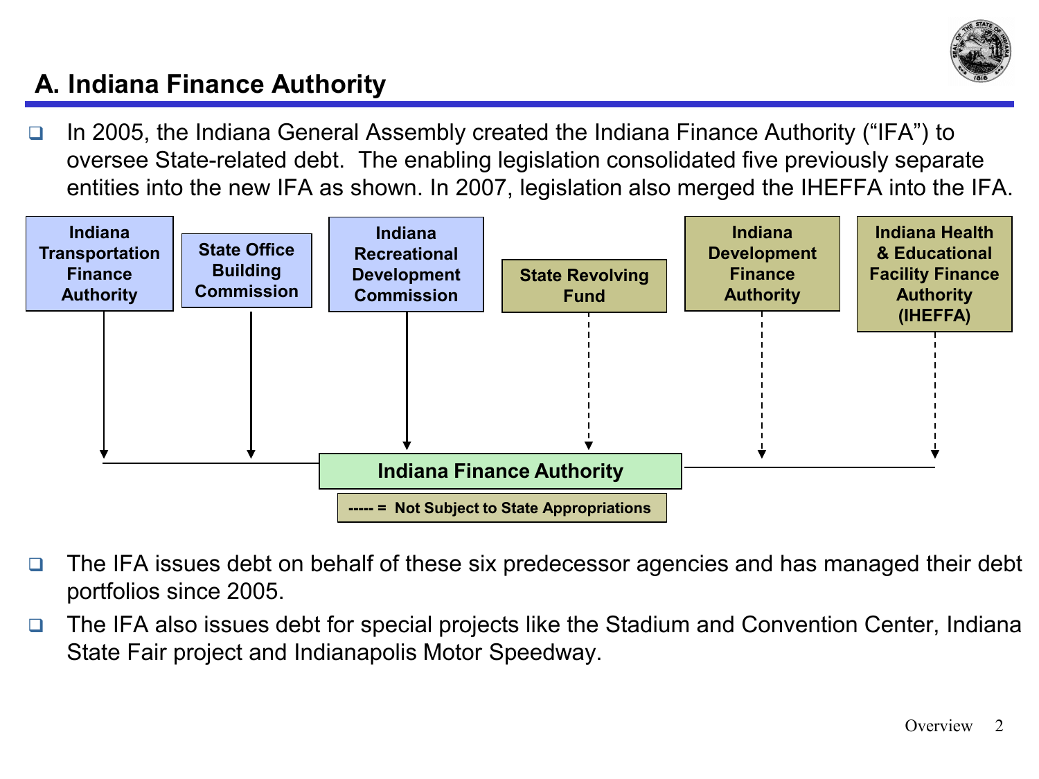## A. Indiana Finance Authority

- In 2005, the Indiana General Assembly created the Indiana Finance Authority ("IFA") to oversee State-related debt. The enabling legislation consolidated five previously separate entities into the new IFA as shown. In 2007, legislation also merged the IHEFFA into the IFA.

**Indiana Transportation Finance Authority**

**State Office Building Commission**

**Indiana Recreational Development Commission**

**State Revolving Fund**

**Indiana Development Finance Authority**

**Indiana Health & Educational Facility Finance Authority (IHEFFA)**

**Indiana Finance Authority**

**----- = Not Subject to State Appropriations**

- The IFA issues debt on behalf of these six predecessor agencies and has managed their debt portfolios since 2005.
- The IFA also issues debt for special projects like the Stadium and Convention Center, Indiana State Fair project and Indianapolis Motor Speedway.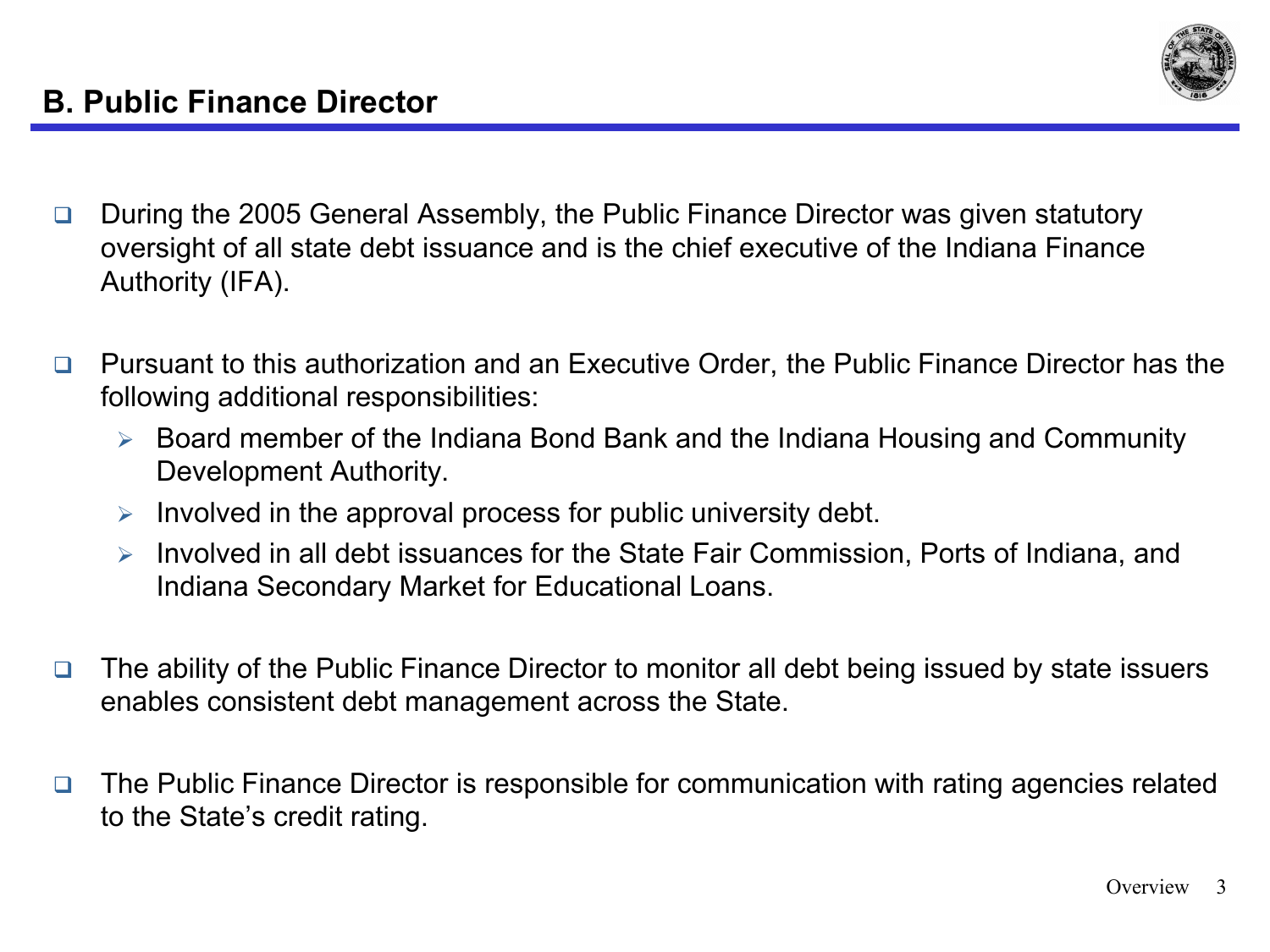## B. Public Finance Director

- During the 2005 General Assembly, the Public Finance Director was given statutory oversight of all state debt issuance and is the chief executive of the Indiana Finance Authority (IFA).

- Pursuant to this authorization and an Executive Order, the Public Finance Director has the following additional responsibilities:
  - Board member of the Indiana Bond Bank and the Indiana Housing and Community Development Authority.
  - Involved in the approval process for public university debt.
  - Involved in all debt issuances for the State Fair Commission, Ports of Indiana, and Indiana Secondary Market for Educational Loans.

- The ability of the Public Finance Director to monitor all debt being issued by state issuers enables consistent debt management across the State.

- The Public Finance Director is responsible for communication with rating agencies related to the State's credit rating.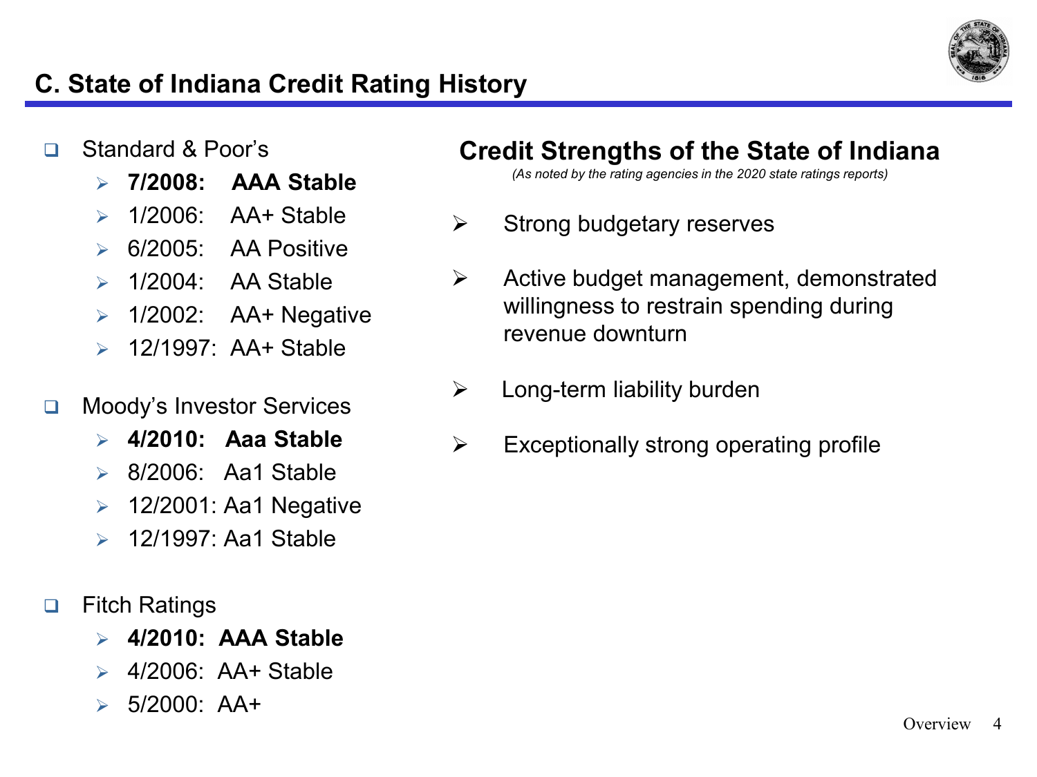## C. State of Indiana Credit Rating History

- Standard & Poor's
  - **7/2008: AAA Stable**
  - 1/2006: AA+ Stable
  - 6/2005: AA Positive
  - 1/2004: AA Stable
  - 1/2002: AA+ Negative
  - 12/1997: AA+ Stable

- Moody's Investor Services
  - **4/2010: Aaa Stable**
  - 8/2006: Aa1 Stable
  - 12/2001: Aa1 Negative
  - 12/1997: Aa1 Stable

- Fitch Ratings
  - **4/2010: AAA Stable**
  - 4/2006: AA+ Stable
  - 5/2000: AA+

### Credit Strengths of the State of Indiana

*(As noted by the rating agencies in the 2020 state ratings reports)*

- Strong budgetary reserves
- Active budget management, demonstrated willingness to restrain spending during revenue downturn
- Long-term liability burden
- Exceptionally strong operating profile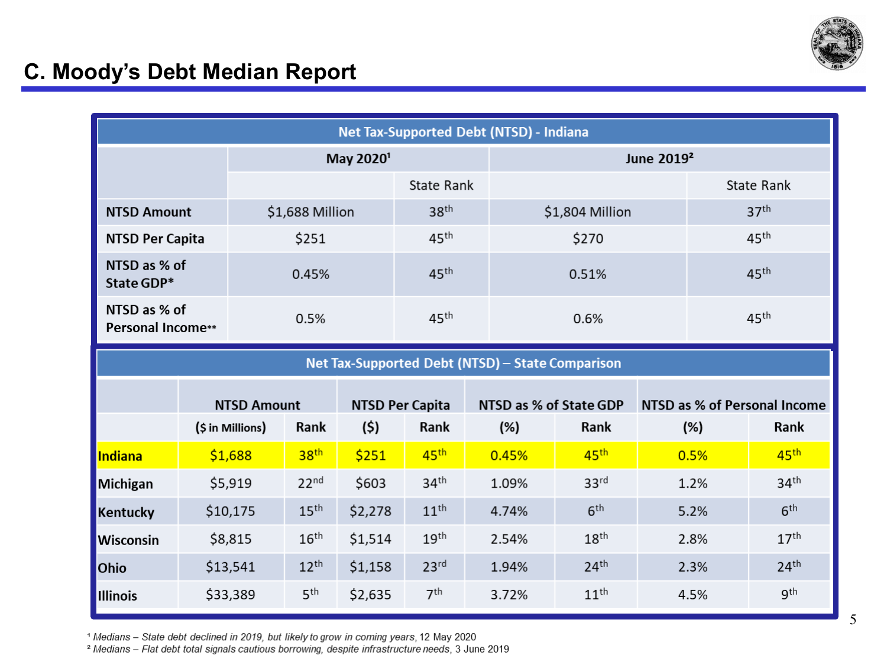## C. Moody's Debt Median Report

| Net Tax-Supported Debt (NTSD) - Indiana | | | | |
|---|---|---|---|---|
| | May 2020[1] | | June 2019[2] | |
| | | State Rank | | State Rank |
| **NTSD Amount** | $1,688 Million | 38th | $1,804 Million | 37th |
| **NTSD Per Capita** | $251 | 45th | $270 | 45th |
| **NTSD as % of State GDP*** | 0.45% | 45th | 0.51% | 45th |
| **NTSD as % of Personal Income**** | 0.5% | 45th | 0.6% | 45th |

| Net Tax-Supported Debt (NTSD) – State Comparison | | | | | | | | |
|---|---|---|---|---|---|---|---|---|
| | NTSD Amount | | NTSD Per Capita | | NTSD as % of State GDP | | NTSD as % of Personal Income | |
| | ($ in Millions) | Rank | ($) | Rank | (%) | Rank | (%) | Rank |
| **Indiana** | $1,688 | 38th | $251 | 45th | 0.45% | 45th | 0.5% | 45th |
| **Michigan** | $5,919 | 22nd | $603 | 34th | 1.09% | 33rd | 1.2% | 34th |
| **Kentucky** | $10,175 | 15th | $2,278 | 11th | 4.74% | 6th | 5.2% | 6th |
| **Wisconsin** | $8,815 | 16th | $1,514 | 19th | 2.54% | 18th | 2.8% | 17th |
| **Ohio** | $13,541 | 12th | $1,158 | 23rd | 1.94% | 24th | 2.3% | 24th |
| **Illinois** | $33,389 | 5th | $2,635 | 7th | 3.72% | 11th | 4.5% | 9th |

[1] *Medians – State debt declined in 2019, but likely to grow in coming years*, 12 May 2020
[2] *Medians – Flat debt total signals cautious borrowing, despite infrastructure needs*, 3 June 2019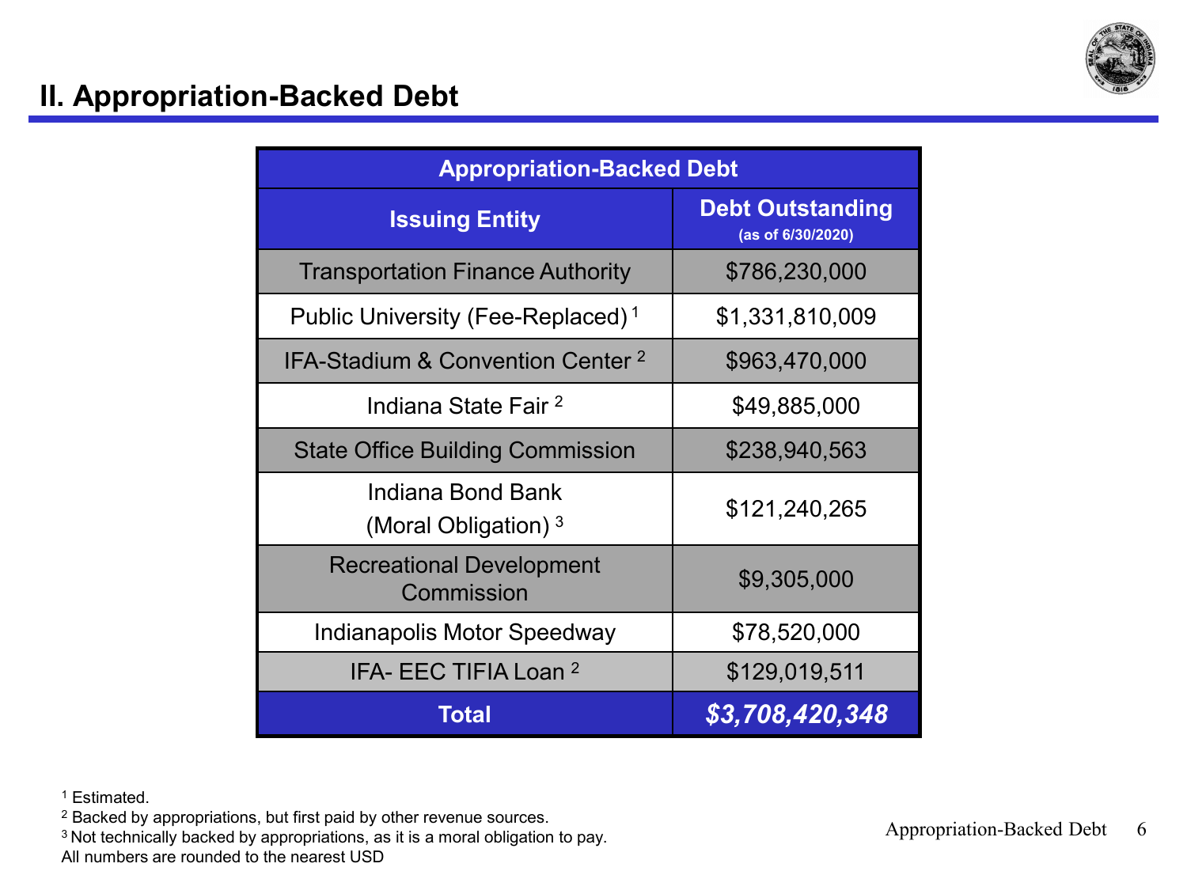## II. Appropriation-Backed Debt

| Appropriation-Backed Debt | |
|---|---|
| **Issuing Entity** | **Debt Outstanding** (as of 6/30/2020) |
| Transportation Finance Authority | $786,230,000 |
| Public University (Fee-Replaced) [1] | $1,331,810,009 |
| IFA-Stadium & Convention Center [2] | $963,470,000 |
| Indiana State Fair [2] | $49,885,000 |
| State Office Building Commission | $238,940,563 |
| Indiana Bond Bank (Moral Obligation) [3] | $121,240,265 |
| Recreational Development Commission | $9,305,000 |
| Indianapolis Motor Speedway | $78,520,000 |
| IFA- EEC TIFIA Loan [2] | $129,019,511 |
| **Total** | ***$3,708,420,348*** |

[1] Estimated.
[2] Backed by appropriations, but first paid by other revenue sources.
[3] Not technically backed by appropriations, as it is a moral obligation to pay.
All numbers are rounded to the nearest USD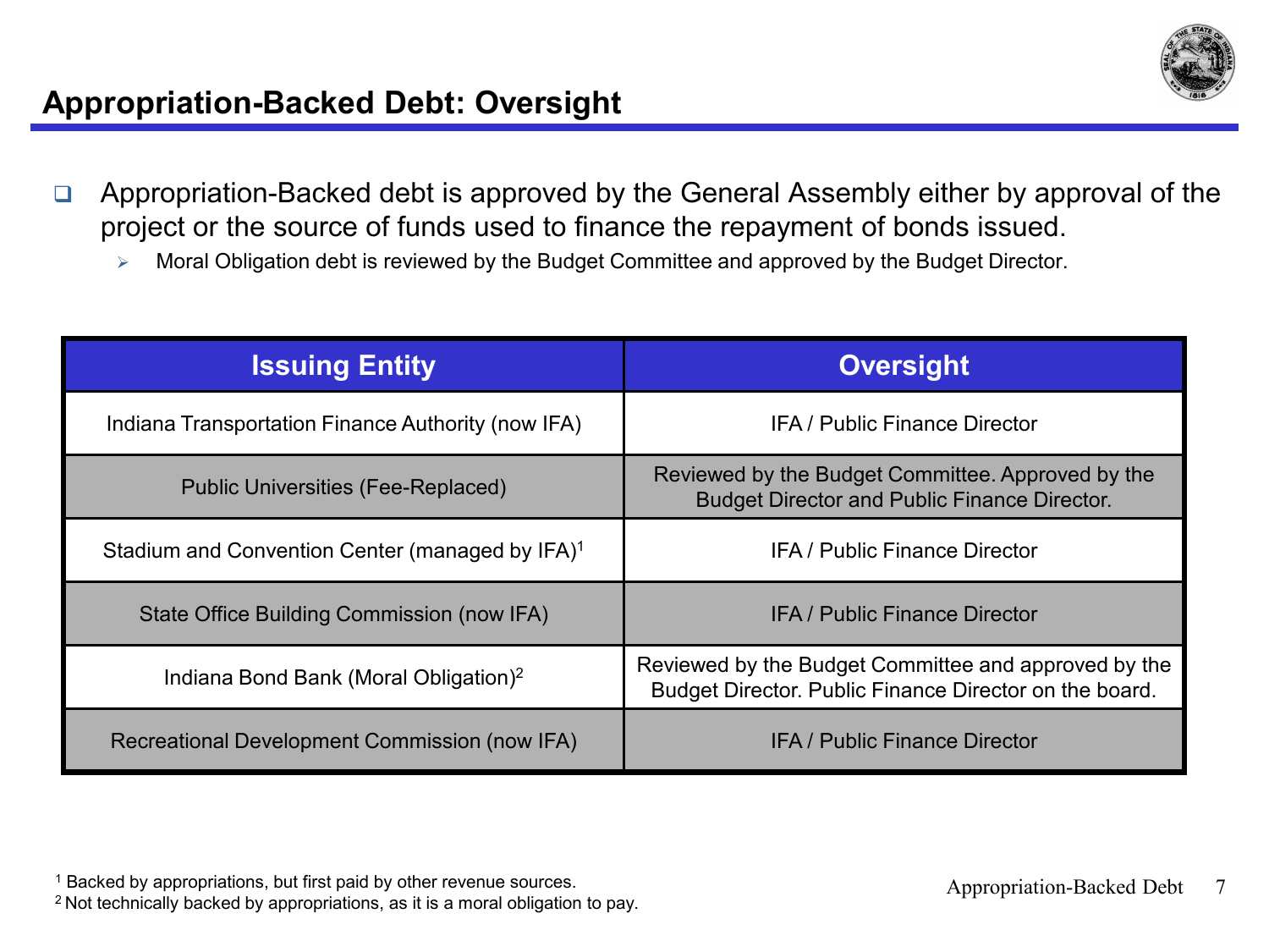## Appropriation-Backed Debt: Oversight

- Appropriation-Backed debt is approved by the General Assembly either by approval of the project or the source of funds used to finance the repayment of bonds issued.
  - Moral Obligation debt is reviewed by the Budget Committee and approved by the Budget Director.

| Issuing Entity | Oversight |
|---|---|
| Indiana Transportation Finance Authority (now IFA) | IFA / Public Finance Director |
| Public Universities (Fee-Replaced) | Reviewed by the Budget Committee. Approved by the Budget Director and Public Finance Director. |
| Stadium and Convention Center (managed by IFA)[1] | IFA / Public Finance Director |
| State Office Building Commission (now IFA) | IFA / Public Finance Director |
| Indiana Bond Bank (Moral Obligation)[2] | Reviewed by the Budget Committee and approved by the Budget Director. Public Finance Director on the board. |
| Recreational Development Commission (now IFA) | IFA / Public Finance Director |

[1] Backed by appropriations, but first paid by other revenue sources.
[2] Not technically backed by appropriations, as it is a moral obligation to pay.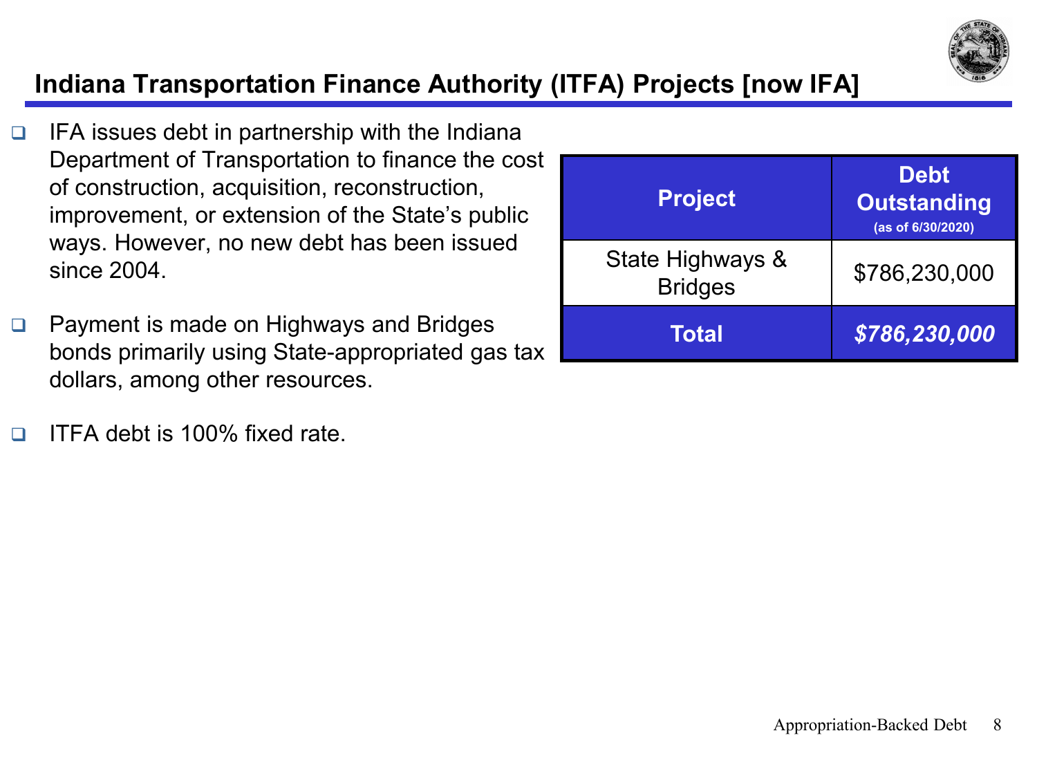## Indiana Transportation Finance Authority (ITFA) Projects [now IFA]

- IFA issues debt in partnership with the Indiana Department of Transportation to finance the cost of construction, acquisition, reconstruction, improvement, or extension of the State's public ways. However, no new debt has been issued since 2004.
- Payment is made on Highways and Bridges bonds primarily using State-appropriated gas tax dollars, among other resources.
- ITFA debt is 100% fixed rate.

| Project | Debt Outstanding (as of 6/30/2020) |
|---|---|
| State Highways & Bridges | $786,230,000 |
| **Total** | ***$786,230,000*** |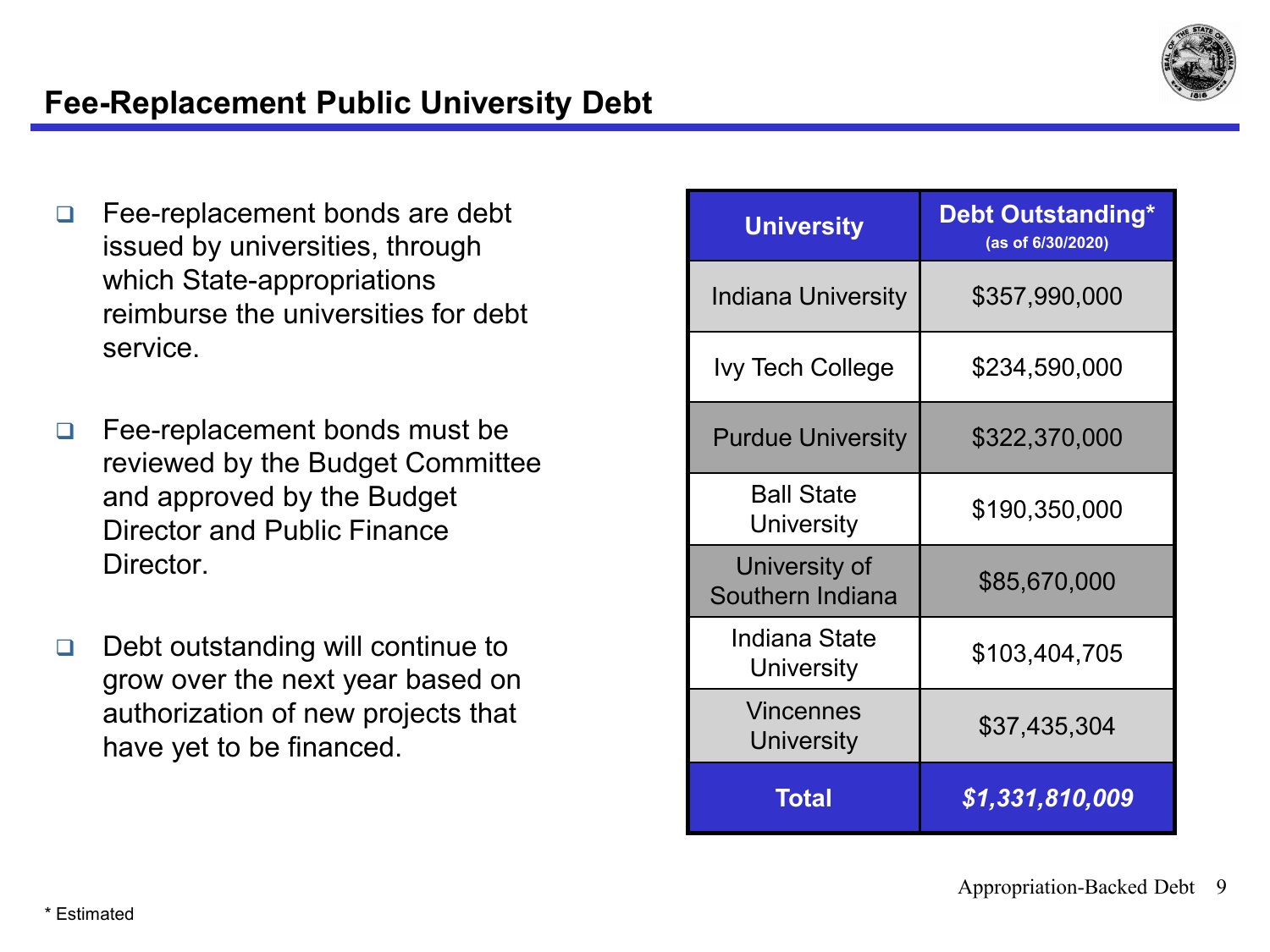## Fee-Replacement Public University Debt

- Fee-replacement bonds are debt issued by universities, through which State-appropriations reimburse the universities for debt service.
- Fee-replacement bonds must be reviewed by the Budget Committee and approved by the Budget Director and Public Finance Director.
- Debt outstanding will continue to grow over the next year based on authorization of new projects that have yet to be financed.

| University | Debt Outstanding* (as of 6/30/2020) |
|---|---|
| Indiana University | $357,990,000 |
| Ivy Tech College | $234,590,000 |
| Purdue University | $322,370,000 |
| Ball State University | $190,350,000 |
| University of Southern Indiana | $85,670,000 |
| Indiana State University | $103,404,705 |
| Vincennes University | $37,435,304 |
| **Total** | ***$1,331,810,009*** |

\* Estimated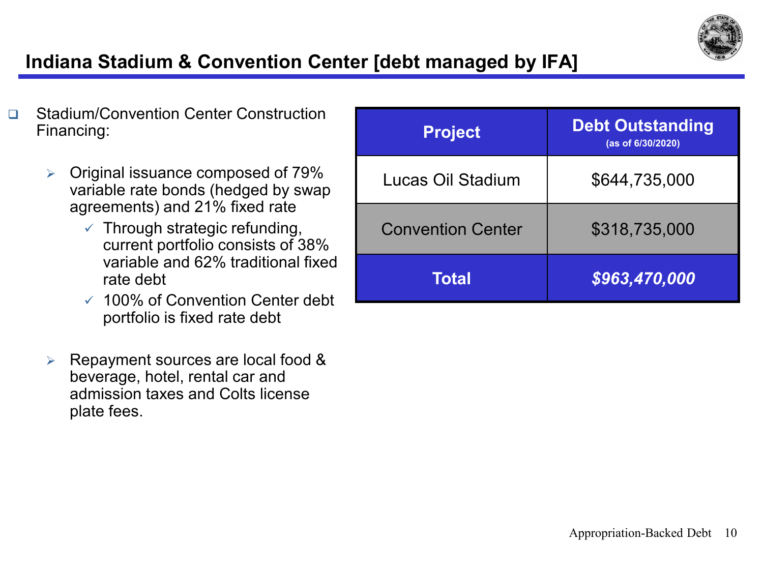## Indiana Stadium & Convention Center [debt managed by IFA]

- Stadium/Convention Center Construction Financing:
  - Original issuance composed of 79% variable rate bonds (hedged by swap agreements) and 21% fixed rate
    - ✓ Through strategic refunding, current portfolio consists of 38% variable and 62% traditional fixed rate debt
    - ✓ 100% of Convention Center debt portfolio is fixed rate debt
  - Repayment sources are local food & beverage, hotel, rental car and admission taxes and Colts license plate fees.

| Project | Debt Outstanding (as of 6/30/2020) |
|---|---|
| Lucas Oil Stadium | $644,735,000 |
| Convention Center | $318,735,000 |
| **Total** | ***$963,470,000*** |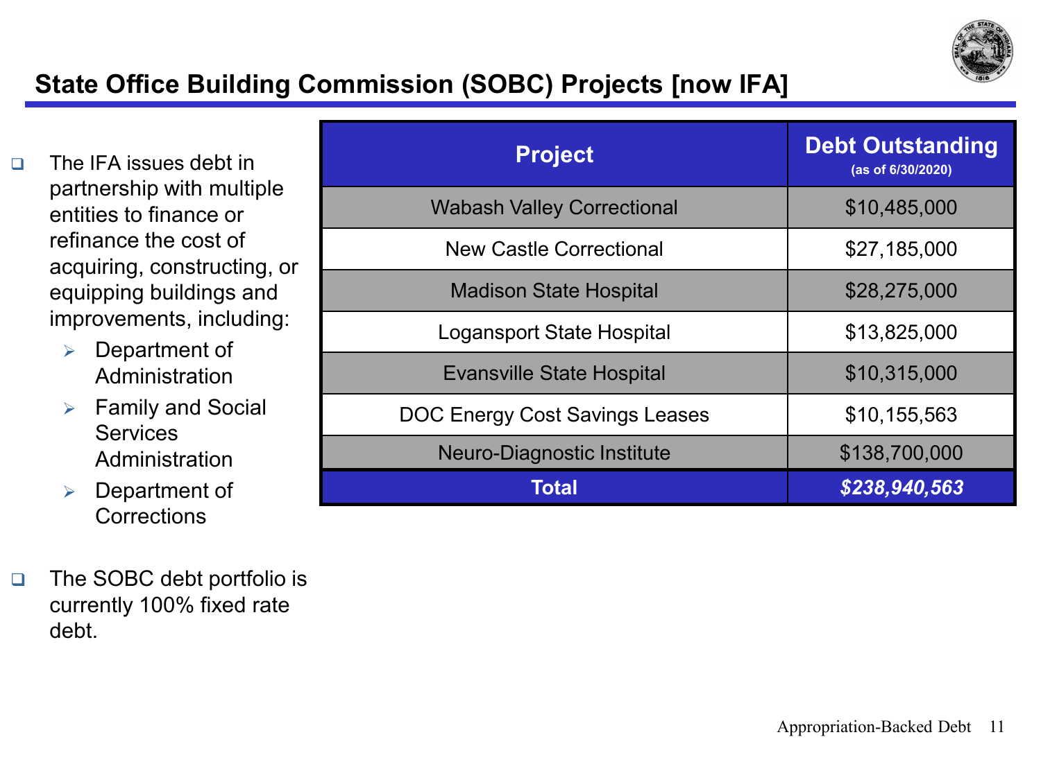## State Office Building Commission (SOBC) Projects [now IFA]

- The IFA issues debt in partnership with multiple entities to finance or refinance the cost of acquiring, constructing, or equipping buildings and improvements, including:
  - Department of Administration
  - Family and Social Services Administration
  - Department of Corrections

- The SOBC debt portfolio is currently 100% fixed rate debt.

| Project | Debt Outstanding (as of 6/30/2020) |
|---|---|
| Wabash Valley Correctional | $10,485,000 |
| New Castle Correctional | $27,185,000 |
| Madison State Hospital | $28,275,000 |
| Logansport State Hospital | $13,825,000 |
| Evansville State Hospital | $10,315,000 |
| DOC Energy Cost Savings Leases | $10,155,563 |
| Neuro-Diagnostic Institute | $138,700,000 |
| **Total** | ***$238,940,563*** |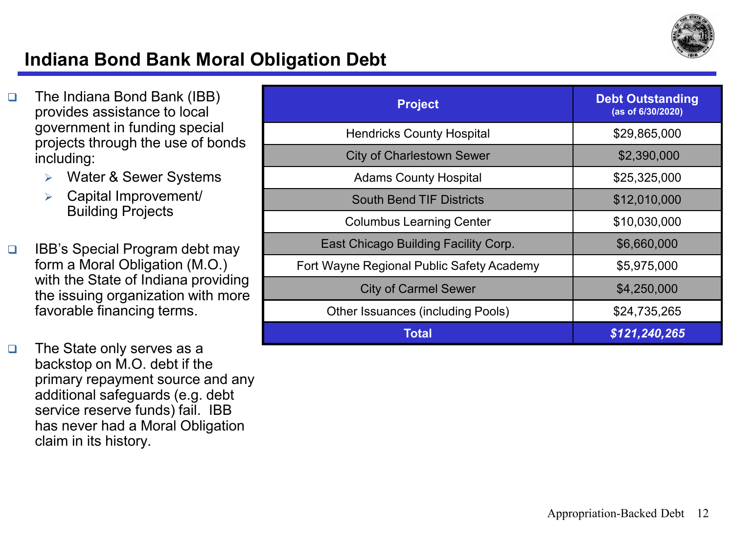# Indiana Bond Bank Moral Obligation Debt

- The Indiana Bond Bank (IBB) provides assistance to local government in funding special projects through the use of bonds including:
  - Water & Sewer Systems
  - Capital Improvement/ Building Projects

- IBB's Special Program debt may form a Moral Obligation (M.O.) with the State of Indiana providing the issuing organization with more favorable financing terms.

- The State only serves as a backstop on M.O. debt if the primary repayment source and any additional safeguards (e.g. debt service reserve funds) fail. IBB has never had a Moral Obligation claim in its history.

| Project | Debt Outstanding (as of 6/30/2020) |
|---|---|
| Hendricks County Hospital | $29,865,000 |
| City of Charlestown Sewer | $2,390,000 |
| Adams County Hospital | $25,325,000 |
| South Bend TIF Districts | $12,010,000 |
| Columbus Learning Center | $10,030,000 |
| East Chicago Building Facility Corp. | $6,660,000 |
| Fort Wayne Regional Public Safety Academy | $5,975,000 |
| City of Carmel Sewer | $4,250,000 |
| Other Issuances (including Pools) | $24,735,265 |
| **Total** | ***$121,240,265*** |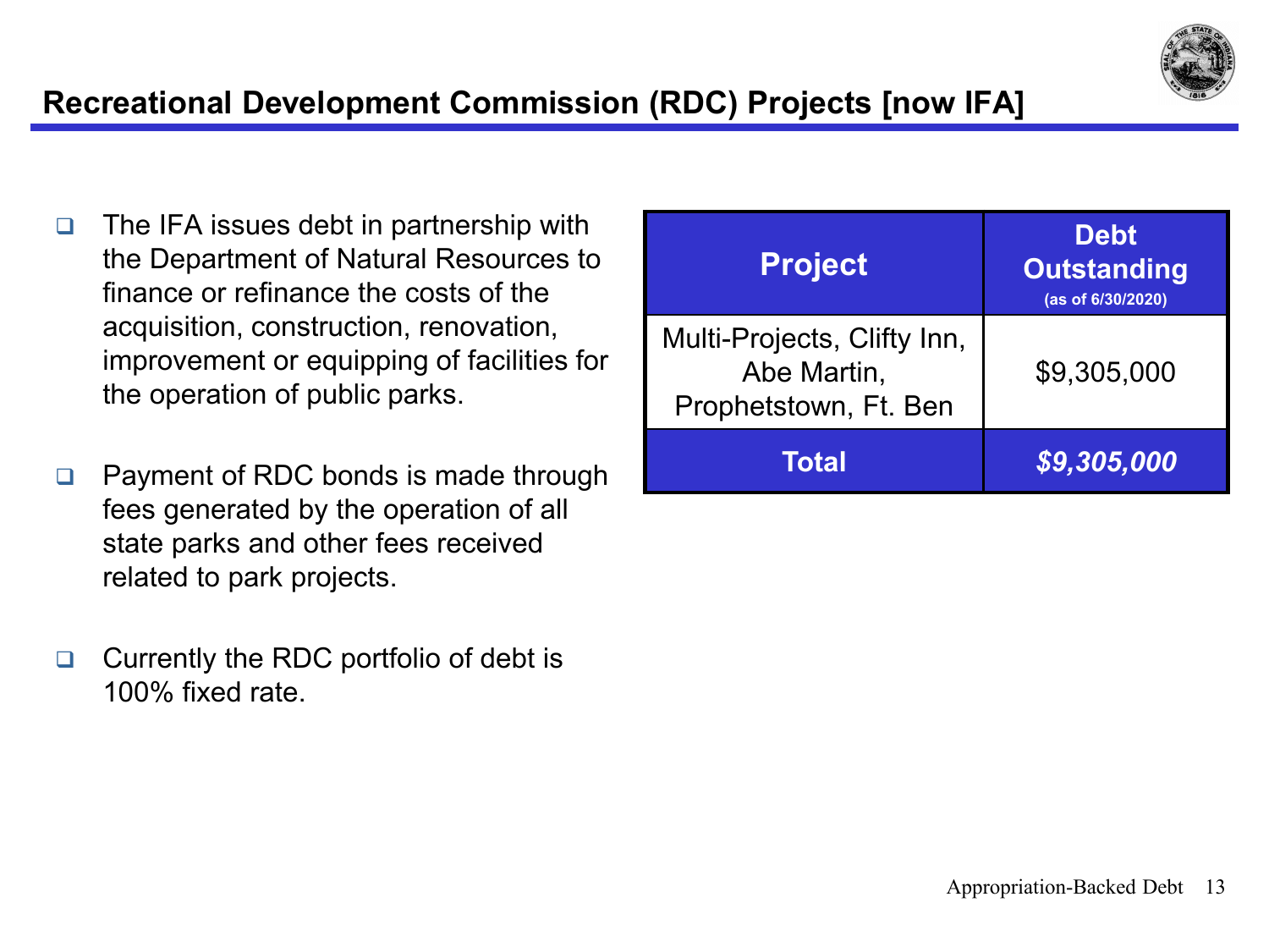# Recreational Development Commission (RDC) Projects [now IFA]

- The IFA issues debt in partnership with the Department of Natural Resources to finance or refinance the costs of the acquisition, construction, renovation, improvement or equipping of facilities for the operation of public parks.

- Payment of RDC bonds is made through fees generated by the operation of all state parks and other fees received related to park projects.

- Currently the RDC portfolio of debt is 100% fixed rate.

| Project | Debt Outstanding (as of 6/30/2020) |
|---|---|
| Multi-Projects, Clifty Inn, Abe Martin, Prophetstown, Ft. Ben | $9,305,000 |
| **Total** | ***$9,305,000*** |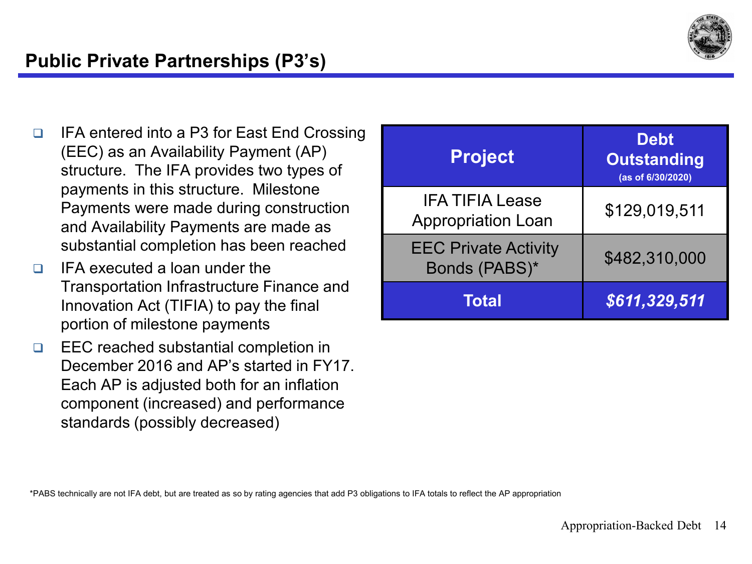## Public Private Partnerships (P3's)

- IFA entered into a P3 for East End Crossing (EEC) as an Availability Payment (AP) structure. The IFA provides two types of payments in this structure. Milestone Payments were made during construction and Availability Payments are made as substantial completion has been reached
- IFA executed a loan under the Transportation Infrastructure Finance and Innovation Act (TIFIA) to pay the final portion of milestone payments
- EEC reached substantial completion in December 2016 and AP's started in FY17. Each AP is adjusted both for an inflation component (increased) and performance standards (possibly decreased)

| Project | Debt Outstanding (as of 6/30/2020) |
|---|---|
| IFA TIFIA Lease Appropriation Loan | $129,019,511 |
| EEC Private Activity Bonds (PABS)* | $482,310,000 |
| **Total** | ***$611,329,511*** |

*PABS technically are not IFA debt, but are treated as so by rating agencies that add P3 obligations to IFA totals to reflect the AP appropriation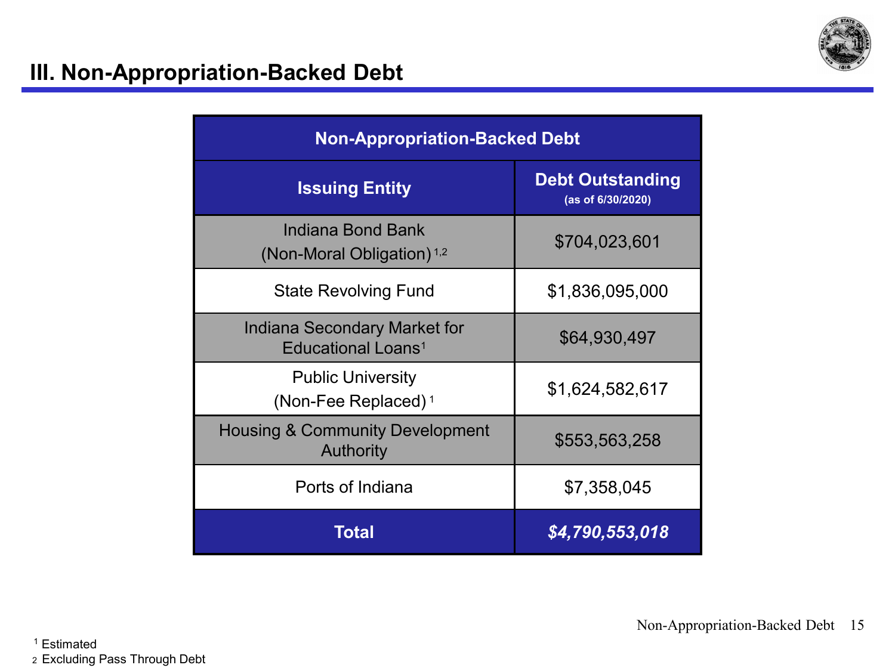# III. Non-Appropriation-Backed Debt

| Non-Appropriation-Backed Debt | |
|---|---|
| **Issuing Entity** | **Debt Outstanding** (as of 6/30/2020) |
| Indiana Bond Bank (Non-Moral Obligation)[1,2] | $704,023,601 |
| State Revolving Fund | $1,836,095,000 |
| Indiana Secondary Market for Educational Loans[1] | $64,930,497 |
| Public University (Non-Fee Replaced)[1] | $1,624,582,617 |
| Housing & Community Development Authority | $553,563,258 |
| Ports of Indiana | $7,358,045 |
| **Total** | ***$4,790,553,018*** |

[1] Estimated
[2] Excluding Pass Through Debt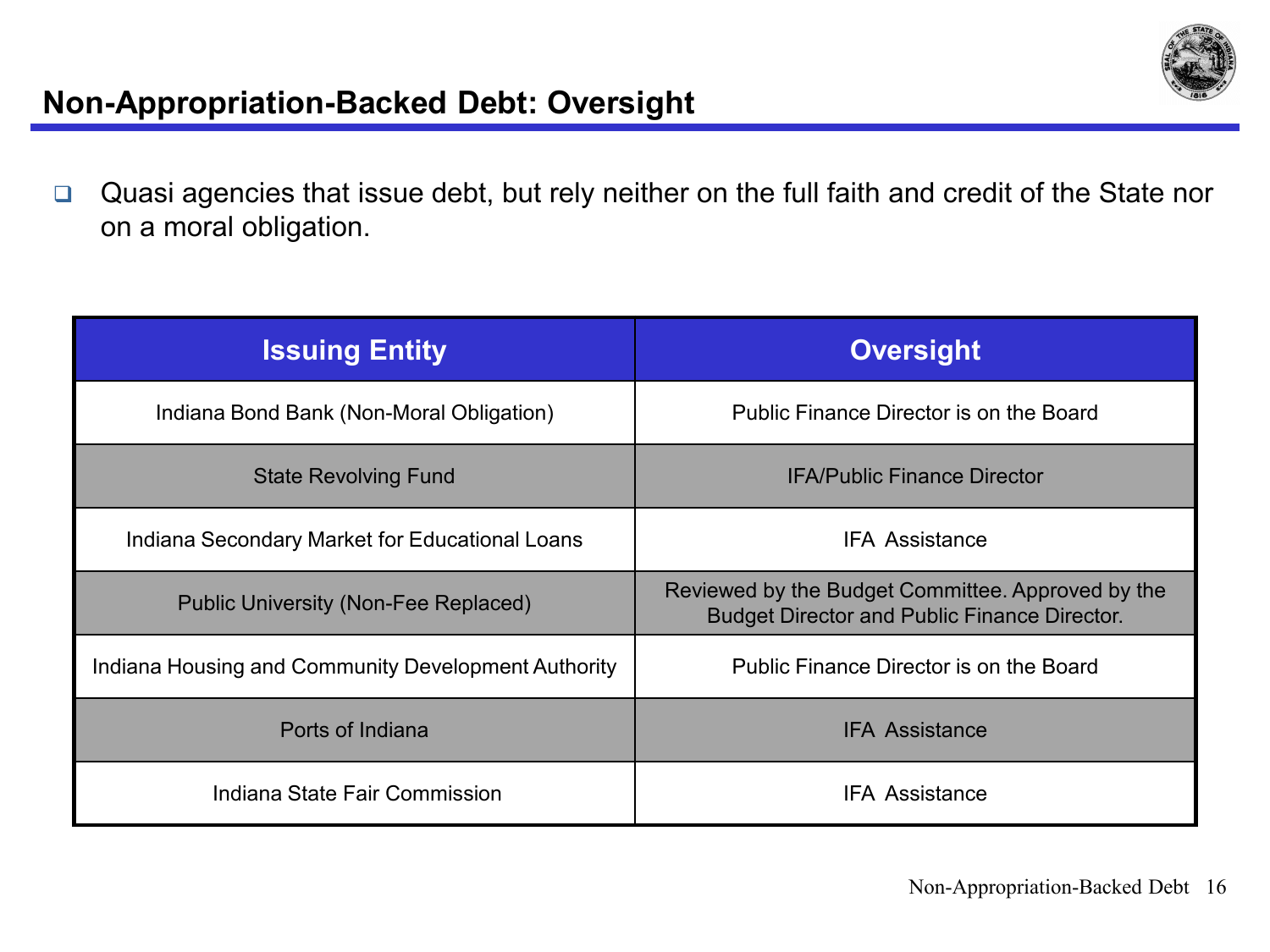## Non-Appropriation-Backed Debt: Oversight

- Quasi agencies that issue debt, but rely neither on the full faith and credit of the State nor on a moral obligation.

| Issuing Entity | Oversight |
|---|---|
| Indiana Bond Bank (Non-Moral Obligation) | Public Finance Director is on the Board |
| State Revolving Fund | IFA/Public Finance Director |
| Indiana Secondary Market for Educational Loans | IFA Assistance |
| Public University (Non-Fee Replaced) | Reviewed by the Budget Committee. Approved by the Budget Director and Public Finance Director. |
| Indiana Housing and Community Development Authority | Public Finance Director is on the Board |
| Ports of Indiana | IFA Assistance |
| Indiana State Fair Commission | IFA Assistance |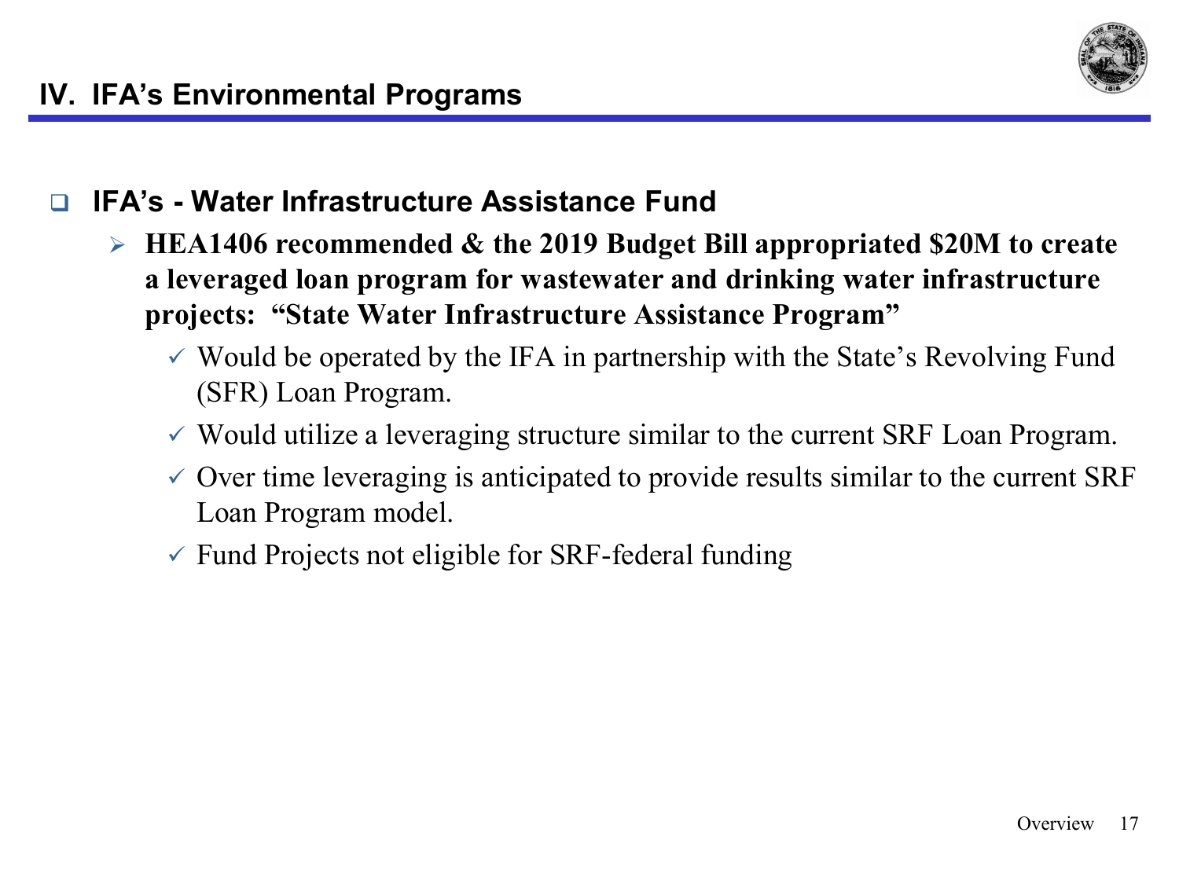## IV. IFA's Environmental Programs

- **IFA's - Water Infrastructure Assistance Fund**
  - **HEA1406 recommended & the 2019 Budget Bill appropriated $20M to create a leveraged loan program for wastewater and drinking water infrastructure projects: "State Water Infrastructure Assistance Program"**
    - ✓ Would be operated by the IFA in partnership with the State's Revolving Fund (SFR) Loan Program.
    - ✓ Would utilize a leveraging structure similar to the current SRF Loan Program.
    - ✓ Over time leveraging is anticipated to provide results similar to the current SRF Loan Program model.
    - ✓ Fund Projects not eligible for SRF-federal funding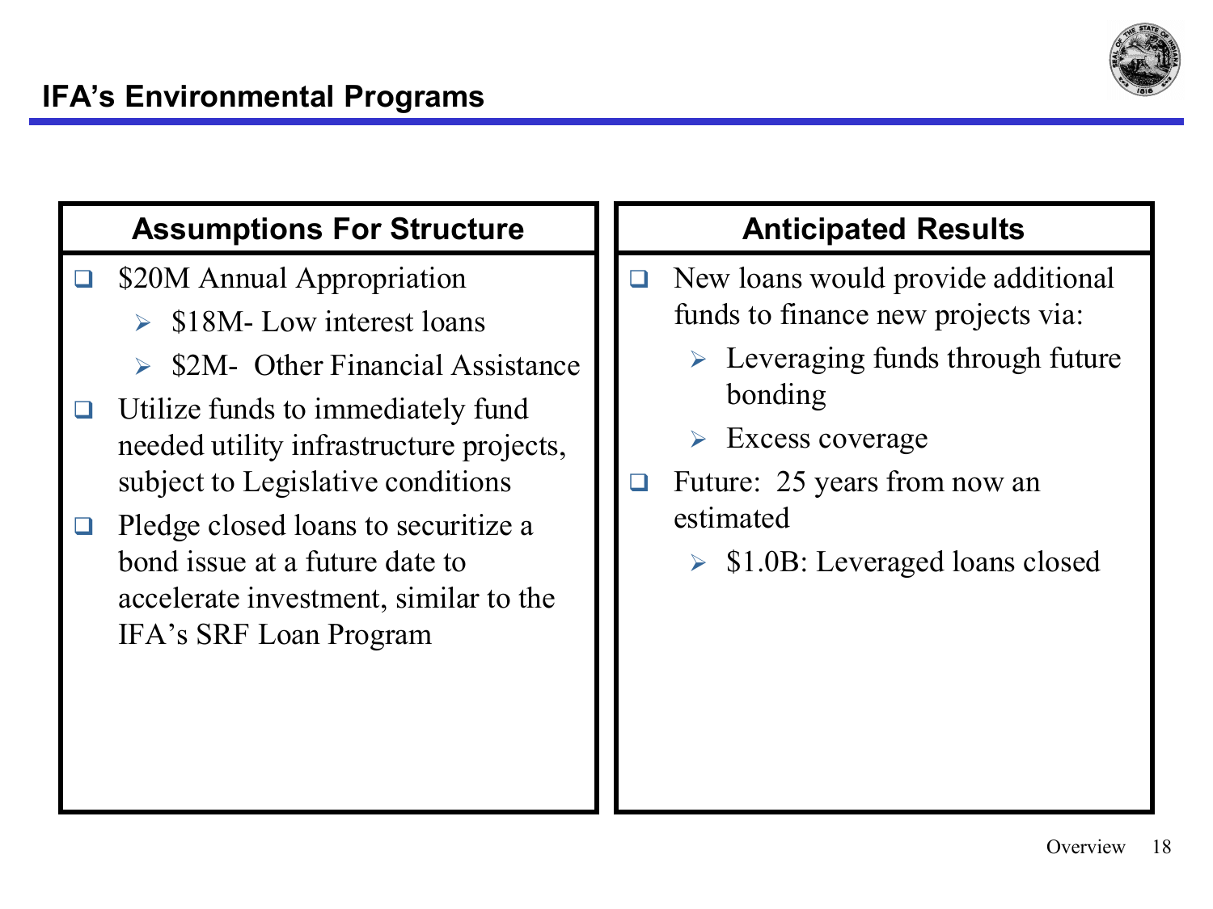## IFA's Environmental Programs

### Assumptions For Structure

- $20M Annual Appropriation
  - $18M- Low interest loans
  - $2M- Other Financial Assistance
- Utilize funds to immediately fund needed utility infrastructure projects, subject to Legislative conditions
- Pledge closed loans to securitize a bond issue at a future date to accelerate investment, similar to the IFA's SRF Loan Program

### Anticipated Results

- New loans would provide additional funds to finance new projects via:
  - Leveraging funds through future bonding
  - Excess coverage
- Future: 25 years from now an estimated
  - $1.0B: Leveraged loans closed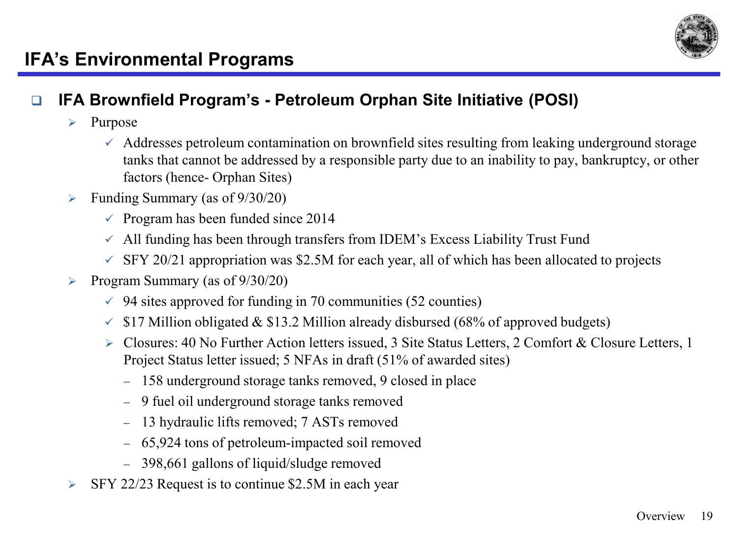# IFA's Environmental Programs

## IFA Brownfield Program's - Petroleum Orphan Site Initiative (POSI)

- Purpose
  - Addresses petroleum contamination on brownfield sites resulting from leaking underground storage tanks that cannot be addressed by a responsible party due to an inability to pay, bankruptcy, or other factors (hence- Orphan Sites)
- Funding Summary (as of 9/30/20)
  - Program has been funded since 2014
  - All funding has been through transfers from IDEM's Excess Liability Trust Fund
  - SFY 20/21 appropriation was $2.5M for each year, all of which has been allocated to projects
- Program Summary (as of 9/30/20)
  - 94 sites approved for funding in 70 communities (52 counties)
  - $17 Million obligated & $13.2 Million already disbursed (68% of approved budgets)
  - Closures: 40 No Further Action letters issued, 3 Site Status Letters, 2 Comfort & Closure Letters, 1 Project Status letter issued; 5 NFAs in draft (51% of awarded sites)
    - 158 underground storage tanks removed, 9 closed in place
    - 9 fuel oil underground storage tanks removed
    - 13 hydraulic lifts removed; 7 ASTs removed
    - 65,924 tons of petroleum-impacted soil removed
    - 398,661 gallons of liquid/sludge removed
- SFY 22/23 Request is to continue $2.5M in each year